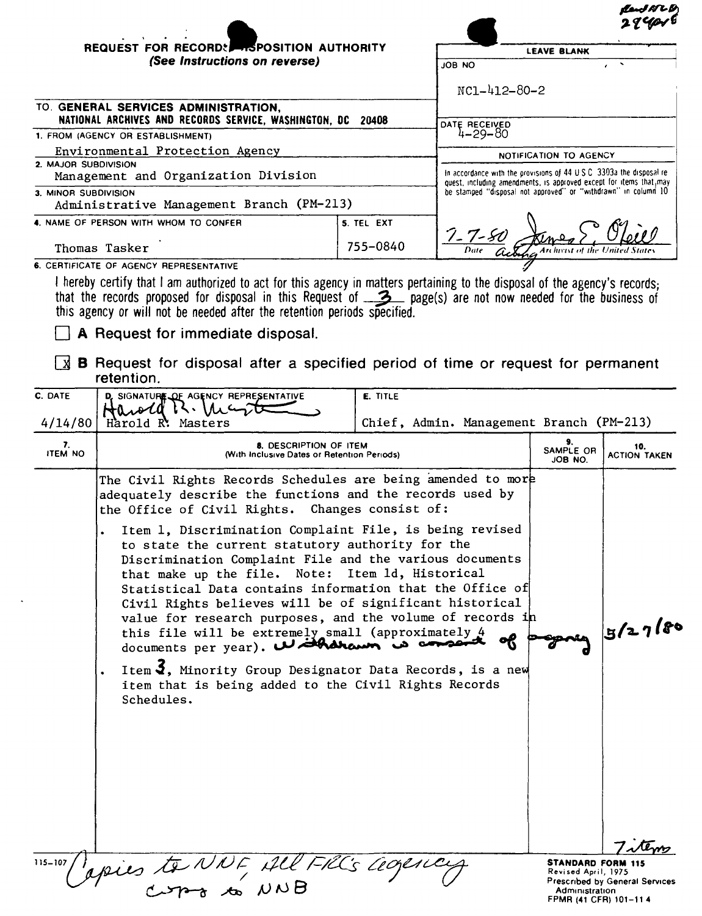Rec'd NLD 28 Apr 80

**REQUEST FOR RECORDS DISPOSITION AUTHORITY**
*(See Instructions on reverse)*

| LEAVE BLANK |
|---|
| JOB NO: NC1-412-80-2 |
| DATE RECEIVED: 4-29-80 |
| NOTIFICATION TO AGENCY |
| In accordance with the provisions of 44 U.S.C. 3303a the disposal request, including amendments, is approved except for items that may be stamped "disposal not approved" or "withdrawn" in column 10 |
| 7-7-80 — James E. O'Neill, Date, Acting Archivist of the United States |

TO: **GENERAL SERVICES ADMINISTRATION, NATIONAL ARCHIVES AND RECORDS SERVICE, WASHINGTON, DC 20408**

1. FROM (AGENCY OR ESTABLISHMENT): Environmental Protection Agency

2. MAJOR SUBDIVISION: Management and Organization Division

3. MINOR SUBDIVISION: Administrative Management Branch (PM-213)

4. NAME OF PERSON WITH WHOM TO CONFER: Thomas Tasker

5. TEL EXT: 755-0840

6. CERTIFICATE OF AGENCY REPRESENTATIVE

I hereby certify that I am authorized to act for this agency in matters pertaining to the disposal of the agency's records; that the records proposed for disposal in this Request of 3 page(s) are not now needed for the business of this agency or will not be needed after the retention periods specified.

☐ **A** Request for immediate disposal.

☒ **B** Request for disposal after a specified period of time or request for permanent retention.

| C. DATE | D. SIGNATURE OF AGENCY REPRESENTATIVE | E. TITLE |
|---|---|---|
| 4/14/80 | Harold R. Masters | Chief, Admin. Management Branch (PM-213) |

| 7. ITEM NO | 8. DESCRIPTION OF ITEM (With Inclusive Dates or Retention Periods) | 9. SAMPLE OR JOB NO. | 10. ACTION TAKEN |
|---|---|---|---|
| | The Civil Rights Records Schedules are being amended to more adequately describe the functions and the records used by the Office of Civil Rights. Changes consist of: | | |
| | • Item 1, Discrimination Complaint File, is being revised to state the current statutory authority for the Discrimination Complaint File and the various documents that make up the file. Note: Item 1d, Historical Statistical Data contains information that the Office of Civil Rights believes will be of significant historical value for research purposes, and the volume of records in this file will be extremely small (approximately 4 documents per year). Withdrawn w consent of agency | | 5/27/80 |
| | • Item 3, Minority Group Designator Data Records, is a new item that is being added to the Civil Rights Records Schedules. | | |
| | | | 7 items |

115-107

Copies to NNF, All FRC's agency
copy to NNB

**STANDARD FORM 115**
Revised April, 1975
Prescribed by General Services Administration
FPMR (41 CFR) 101-11.4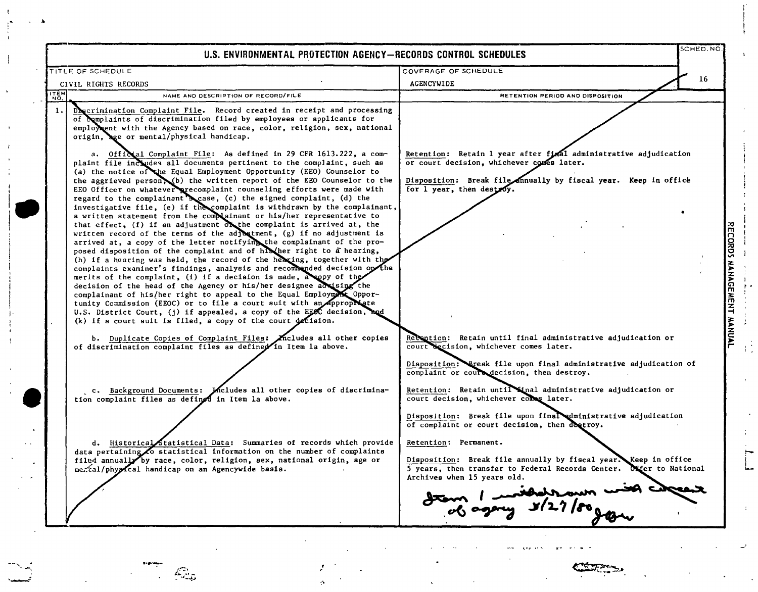# U.S. ENVIRONMENTAL PROTECTION AGENCY—RECORDS CONTROL SCHEDULES

| TITLE OF SCHEDULE | COVERAGE OF SCHEDULE | SCHED. NO. |
|---|---|---|
| CIVIL RIGHTS RECORDS | AGENCYWIDE | 16 |

| ITEM NO. | NAME AND DESCRIPTION OF RECORD/FILE | RETENTION PERIOD AND DISPOSITION |
|---|---|---|
| 1. | Discrimination Complaint File. Record created in receipt and processing of complaints of discrimination filed by employees or applicants for employment with the Agency based on race, color, religion, sex, national origin, age or mental/physical handicap. | |
| | a. Official Complaint File: As defined in 29 CFR 1613.222, a complaint file includes all documents pertinent to the complaint, such as (a) the notice of the Equal Employment Opportunity (EEO) Counselor to the aggrieved person, (b) the written report of the EEO Counselor to the EEO Officer on whatever precomplaint counseling efforts were made with regard to the complainant's case, (c) the signed complaint, (d) the investigative file, (e) if the complaint is withdrawn by the complainant, a written statement from the complainant or his/her representative to that effect, (f) if an adjustment of the complaint is arrived at, the written record of the terms of the adjustment, (g) if no adjustment is arrived at, a copy of the letter notifying the complainant of the proposed disposition of the complaint and of his/her right to a hearing, (h) if a hearing was held, the record of the hearing, together with the complaints examiner's findings, analysis and recommended decision on the merits of the complaint, (i) if a decision is made, a copy of the decision of the head of the Agency or his/her designee advising the complainant of his/her right to appeal to the Equal Employment Opportunity Commission (EEOC) or to file a court suit with an appropriate U.S. District Court, (j) if appealed, a copy of the EEOC decision, and (k) if a court suit is filed, a copy of the court decision. | Retention: Retain 1 year after final administrative adjudication or court decision, whichever comes later.<br><br>Disposition: Break file annually by fiscal year. Keep in office for 1 year, then destroy. |
| | b. Duplicate Copies of Complaint Files: Includes all other copies of discrimination complaint files as defined in Item 1a above. | Retention: Retain until final administrative adjudication or court decision, whichever comes later.<br><br>Disposition: Break file upon final administrative adjudication of complaint or court decision, then destroy. |
| | c. Background Documents: Includes all other copies of discrimination complaint files as defined in Item 1a above. | Retention: Retain until final administrative adjudication or court decision, whichever comes later.<br><br>Disposition: Break file upon final administrative adjudication of complaint or court decision, then destroy. |
| | d. Historical Statistical Data: Summaries of records which provide data pertaining to statistical information on the number of complaints filed annually by race, color, religion, sex, national origin, age or mental/physical handicap on an Agencywide basis. | Retention: Permanent.<br><br>Disposition: Break file annually by fiscal year. Keep in office 5 years, then transfer to Federal Records Center. Offer to National Archives when 15 years old.<br><br>*Item 1 withdrawn with consent of agency 8/27/80 JGW* |

RECORDS MANAGEMENT MANUAL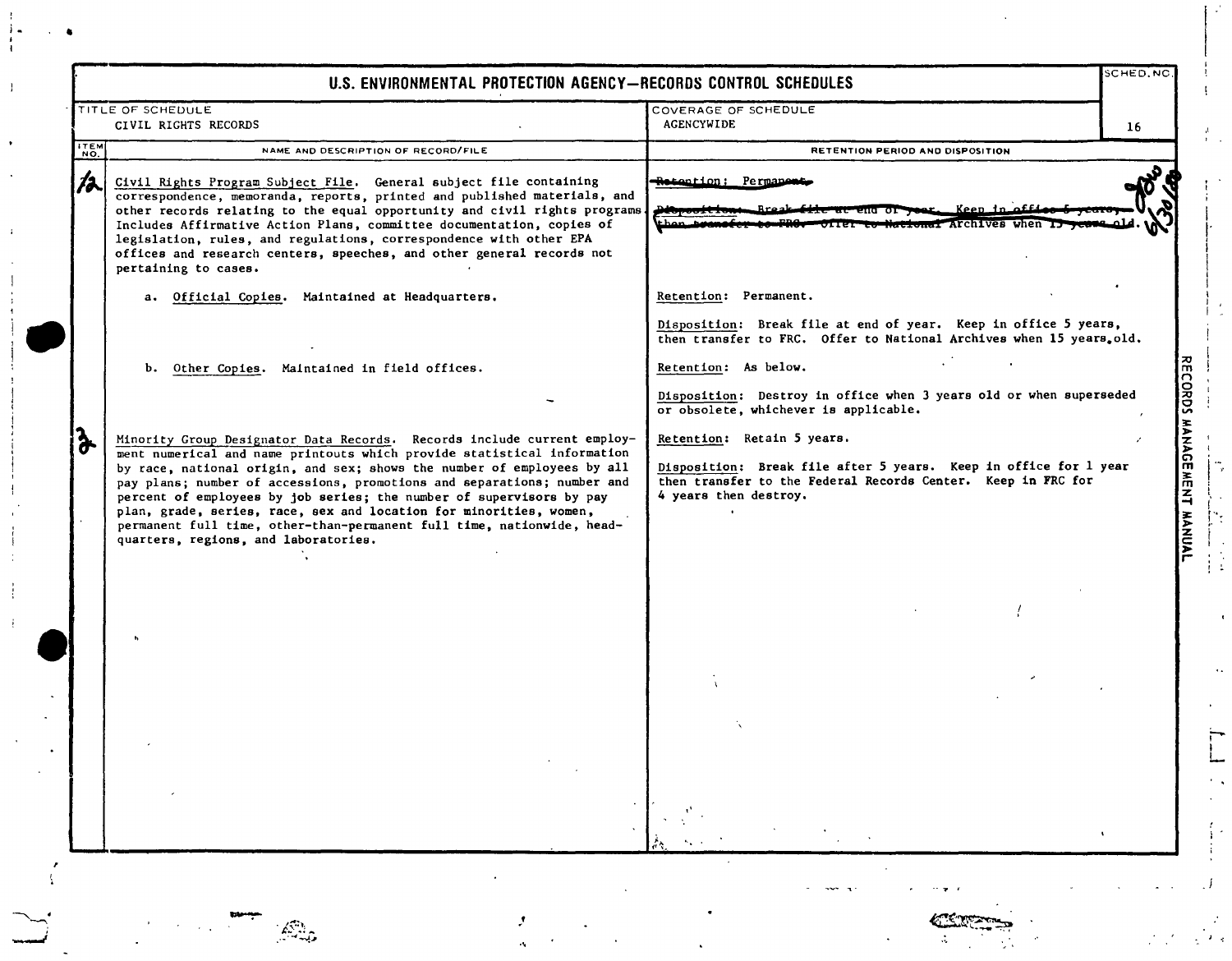# U.S. ENVIRONMENTAL PROTECTION AGENCY—RECORDS CONTROL SCHEDULES

| TITLE OF SCHEDULE | COVERAGE OF SCHEDULE | SCHED. NO. |
|---|---|---|
| CIVIL RIGHTS RECORDS | AGENCYWIDE | 16 |

| ITEM NO. | NAME AND DESCRIPTION OF RECORD/FILE | RETENTION PERIOD AND DISPOSITION |
|---|---|---|
| 1a | Civil Rights Program Subject File. General subject file containing correspondence, memoranda, reports, printed and published materials, and other records relating to the equal opportunity and civil rights programs. Includes Affirmative Action Plans, committee documentation, copies of legislation, rules, and regulations, correspondence with other EPA offices and research centers, speeches, and other general records not pertaining to cases. | ~~Retention: Permanent.~~ ~~Disposition: Break file at end of year. Keep in office 5 years, then transfer to FRC. Offer to National Archives when 15 years old.~~ (initialed, 6/30/80) |
| | a. Official Copies. Maintained at Headquarters. | Retention: Permanent. Disposition: Break file at end of year. Keep in office 5 years, then transfer to FRC. Offer to National Archives when 15 years old. |
| | b. Other Copies. Maintained in field offices. | Retention: As below. Disposition: Destroy in office when 3 years old or when superseded or obsolete, whichever is applicable. |
| 2 | Minority Group Designator Data Records. Records include current employment numerical and name printouts which provide statistical information by race, national origin, and sex; shows the number of employees by all pay plans; number of accessions, promotions and separations; number and percent of employees by job series; the number of supervisors by pay plan, grade, series, race, sex and location for minorities, women, permanent full time, other-than-permanent full time, nationwide, headquarters, regions, and laboratories. | Retention: Retain 5 years. Disposition: Break file after 5 years. Keep in office for 1 year then transfer to the Federal Records Center. Keep in FRC for 4 years then destroy. |

RECORDS MANAGEMENT MANUAL